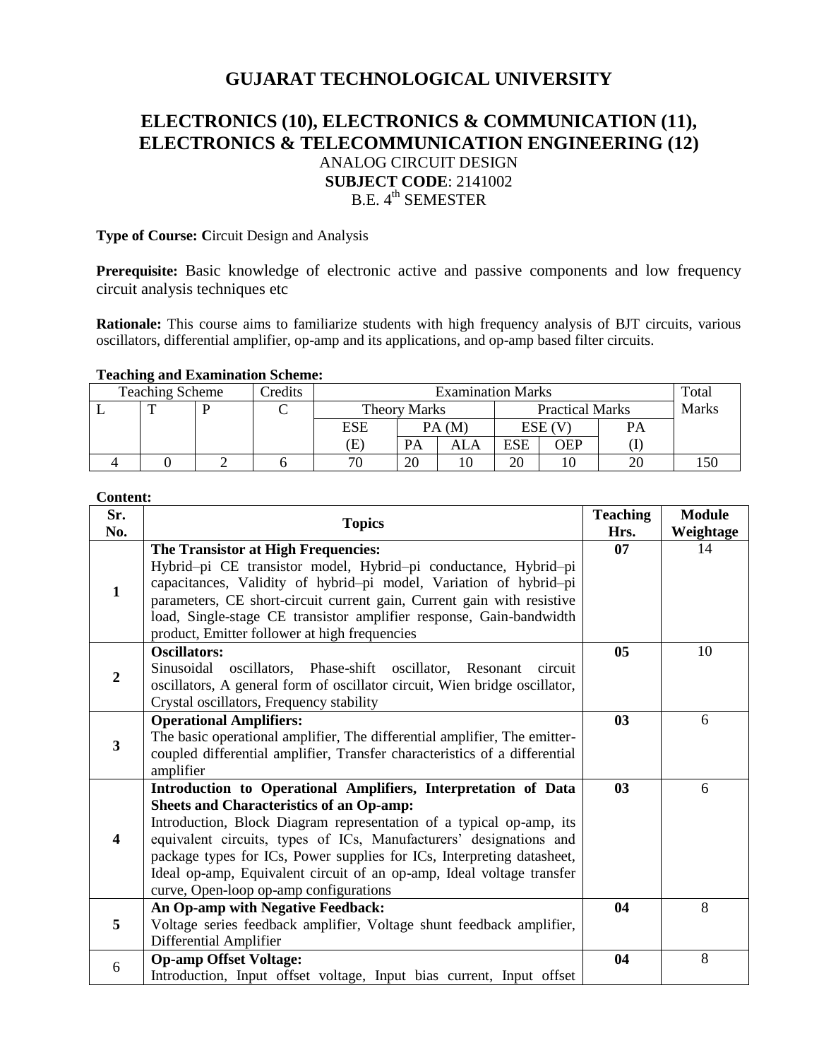# GUJARAT TECHNOLOGICAL UNIVERSITY

## ELECTRONICS (10), ELECTRONICS & COMMUNICATION (11), ELECTRONICS & TELECOMMUNICATION ENGINEERING (12)

ANALOG CIRCUIT DESIGN

**SUBJECT CODE**: 2141002

B.E. 4th SEMESTER

**Type of Course: C**ircuit Design and Analysis

**Prerequisite:** Basic knowledge of electronic active and passive components and low frequency circuit analysis techniques etc

**Rationale:** This course aims to familiarize students with high frequency analysis of BJT circuits, various oscillators, differential amplifier, op-amp and its applications, and op-amp based filter circuits.

**Teaching and Examination Scheme:**

| Teaching Scheme | | | Credits | Examination Marks | | | | | | Total Marks |
|---|---|---|---|---|---|---|---|---|---|---|
| L | T | P | C | Theory Marks | | | Practical Marks | | | |
| | | | | ESE (E) | PA (M) | | ESE (V) | | PA (I) | |
| | | | | | PA | ALA | ESE | OEP | | |
| 4 | 0 | 2 | 6 | 70 | 20 | 10 | 20 | 10 | 20 | 150 |

**Content:**

| Sr. No. | Topics | Teaching Hrs. | Module Weightage |
|---|---|---|---|
| 1 | **The Transistor at High Frequencies:** Hybrid–pi CE transistor model, Hybrid–pi conductance, Hybrid–pi capacitances, Validity of hybrid–pi model, Variation of hybrid–pi parameters, CE short-circuit current gain, Current gain with resistive load, Single-stage CE transistor amplifier response, Gain-bandwidth product, Emitter follower at high frequencies | 07 | 14 |
| 2 | **Oscillators:** Sinusoidal oscillators, Phase-shift oscillator, Resonant circuit oscillators, A general form of oscillator circuit, Wien bridge oscillator, Crystal oscillators, Frequency stability | 05 | 10 |
| 3 | **Operational Amplifiers:** The basic operational amplifier, The differential amplifier, The emitter-coupled differential amplifier, Transfer characteristics of a differential amplifier | 03 | 6 |
| 4 | **Introduction to Operational Amplifiers, Interpretation of Data Sheets and Characteristics of an Op-amp:** Introduction, Block Diagram representation of a typical op-amp, its equivalent circuits, types of ICs, Manufacturers' designations and package types for ICs, Power supplies for ICs, Interpreting datasheet, Ideal op-amp, Equivalent circuit of an op-amp, Ideal voltage transfer curve, Open-loop op-amp configurations | 03 | 6 |
| 5 | **An Op-amp with Negative Feedback:** Voltage series feedback amplifier, Voltage shunt feedback amplifier, Differential Amplifier | 04 | 8 |
| 6 | **Op-amp Offset Voltage:** Introduction, Input offset voltage, Input bias current, Input offset | 04 | 8 |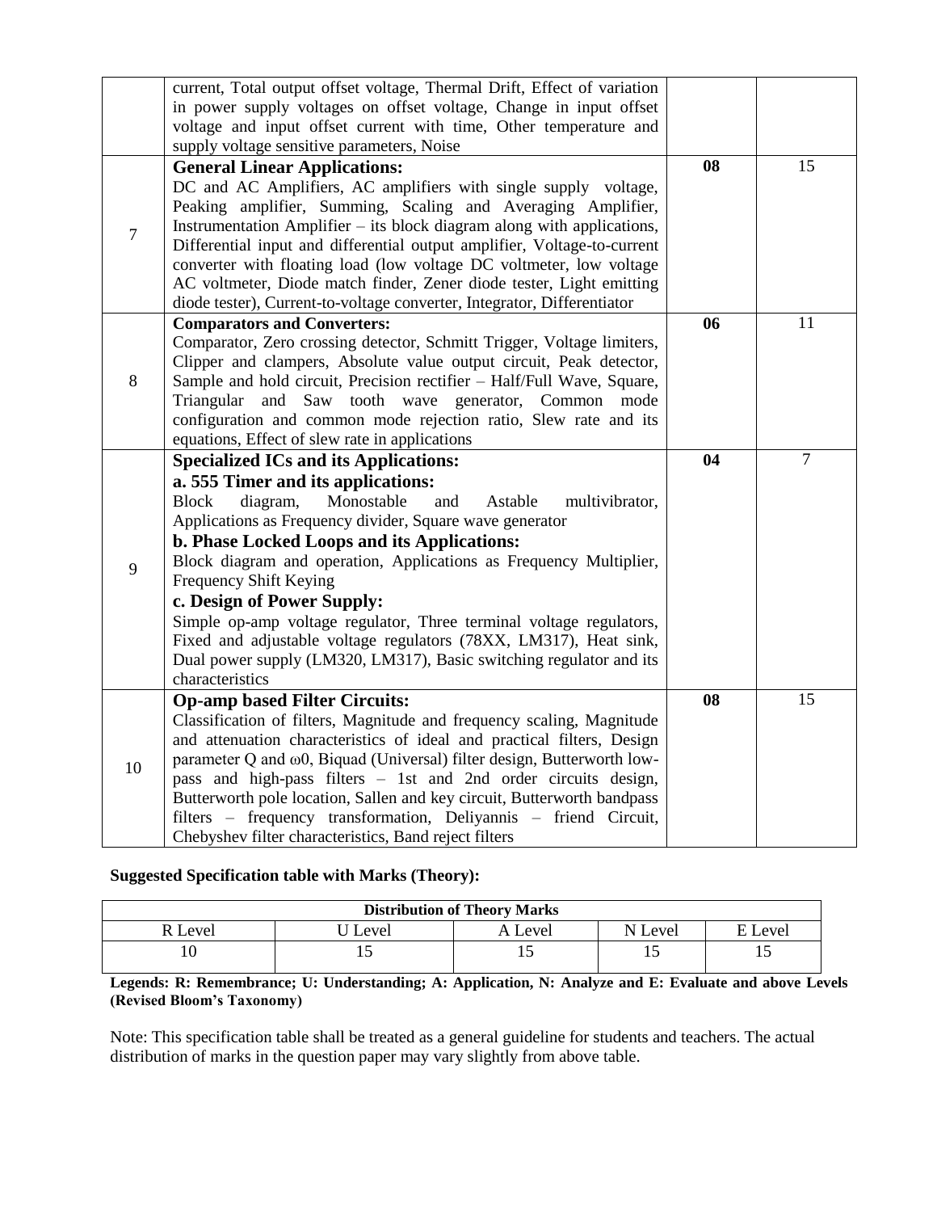|  |  |  |  |
|---|---|---|---|
|  | current, Total output offset voltage, Thermal Drift, Effect of variation in power supply voltages on offset voltage, Change in input offset voltage and input offset current with time, Other temperature and supply voltage sensitive parameters, Noise |  |  |
| 7 | **General Linear Applications:**<br>DC and AC Amplifiers, AC amplifiers with single supply voltage, Peaking amplifier, Summing, Scaling and Averaging Amplifier, Instrumentation Amplifier – its block diagram along with applications, Differential input and differential output amplifier, Voltage-to-current converter with floating load (low voltage DC voltmeter, low voltage AC voltmeter, Diode match finder, Zener diode tester, Light emitting diode tester), Current-to-voltage converter, Integrator, Differentiator | **08** | 15 |
| 8 | **Comparators and Converters:**<br>Comparator, Zero crossing detector, Schmitt Trigger, Voltage limiters, Clipper and clampers, Absolute value output circuit, Peak detector, Sample and hold circuit, Precision rectifier – Half/Full Wave, Square, Triangular and Saw tooth wave generator, Common mode configuration and common mode rejection ratio, Slew rate and its equations, Effect of slew rate in applications | **06** | 11 |
| 9 | **Specialized ICs and its Applications:**<br>**a. 555 Timer and its applications:**<br>Block diagram, Monostable and Astable multivibrator, Applications as Frequency divider, Square wave generator<br>**b. Phase Locked Loops and its Applications:**<br>Block diagram and operation, Applications as Frequency Multiplier, Frequency Shift Keying<br>**c. Design of Power Supply:**<br>Simple op-amp voltage regulator, Three terminal voltage regulators, Fixed and adjustable voltage regulators (78XX, LM317), Heat sink, Dual power supply (LM320, LM317), Basic switching regulator and its characteristics | **04** | 7 |
| 10 | **Op-amp based Filter Circuits:**<br>Classification of filters, Magnitude and frequency scaling, Magnitude and attenuation characteristics of ideal and practical filters, Design parameter Q and $\omega 0$, Biquad (Universal) filter design, Butterworth low-pass and high-pass filters – 1st and 2nd order circuits design, Butterworth pole location, Sallen and key circuit, Butterworth bandpass filters – frequency transformation, Deliyannis – friend Circuit, Chebyshev filter characteristics, Band reject filters | **08** | 15 |

**Suggested Specification table with Marks (Theory):**

| **Distribution of Theory Marks** | | | | |
|---|---|---|---|---|
| R Level | U Level | A Level | N Level | E Level |
| 10 | 15 | 15 | 15 | 15 |

**Legends: R: Remembrance; U: Understanding; A: Application, N: Analyze and E: Evaluate and above Levels (Revised Bloom's Taxonomy)**

Note: This specification table shall be treated as a general guideline for students and teachers. The actual distribution of marks in the question paper may vary slightly from above table.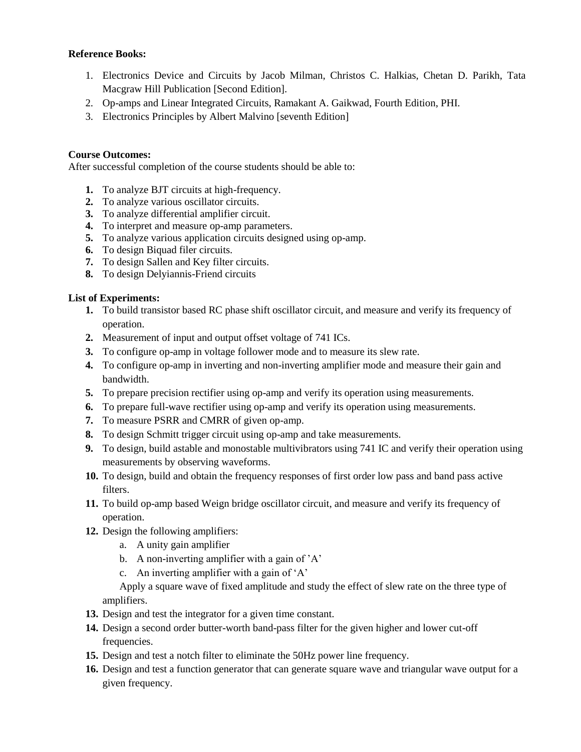**Reference Books:**

1. Electronics Device and Circuits by Jacob Milman, Christos C. Halkias, Chetan D. Parikh, Tata Macgraw Hill Publication [Second Edition].
2. Op-amps and Linear Integrated Circuits, Ramakant A. Gaikwad, Fourth Edition, PHI.
3. Electronics Principles by Albert Malvino [seventh Edition]

**Course Outcomes:**
After successful completion of the course students should be able to:

1. To analyze BJT circuits at high-frequency.
2. To analyze various oscillator circuits.
3. To analyze differential amplifier circuit.
4. To interpret and measure op-amp parameters.
5. To analyze various application circuits designed using op-amp.
6. To design Biquad filer circuits.
7. To design Sallen and Key filter circuits.
8. To design Delyiannis-Friend circuits

**List of Experiments:**

1. To build transistor based RC phase shift oscillator circuit, and measure and verify its frequency of operation.
2. Measurement of input and output offset voltage of 741 ICs.
3. To configure op-amp in voltage follower mode and to measure its slew rate.
4. To configure op-amp in inverting and non-inverting amplifier mode and measure their gain and bandwidth.
5. To prepare precision rectifier using op-amp and verify its operation using measurements.
6. To prepare full-wave rectifier using op-amp and verify its operation using measurements.
7. To measure PSRR and CMRR of given op-amp.
8. To design Schmitt trigger circuit using op-amp and take measurements.
9. To design, build astable and monostable multivibrators using 741 IC and verify their operation using measurements by observing waveforms.
10. To design, build and obtain the frequency responses of first order low pass and band pass active filters.
11. To build op-amp based Weign bridge oscillator circuit, and measure and verify its frequency of operation.
12. Design the following amplifiers:
    a. A unity gain amplifier
    b. A non-inverting amplifier with a gain of 'A'
    c. An inverting amplifier with a gain of 'A'

    Apply a square wave of fixed amplitude and study the effect of slew rate on the three type of amplifiers.
13. Design and test the integrator for a given time constant.
14. Design a second order butter-worth band-pass filter for the given higher and lower cut-off frequencies.
15. Design and test a notch filter to eliminate the 50Hz power line frequency.
16. Design and test a function generator that can generate square wave and triangular wave output for a given frequency.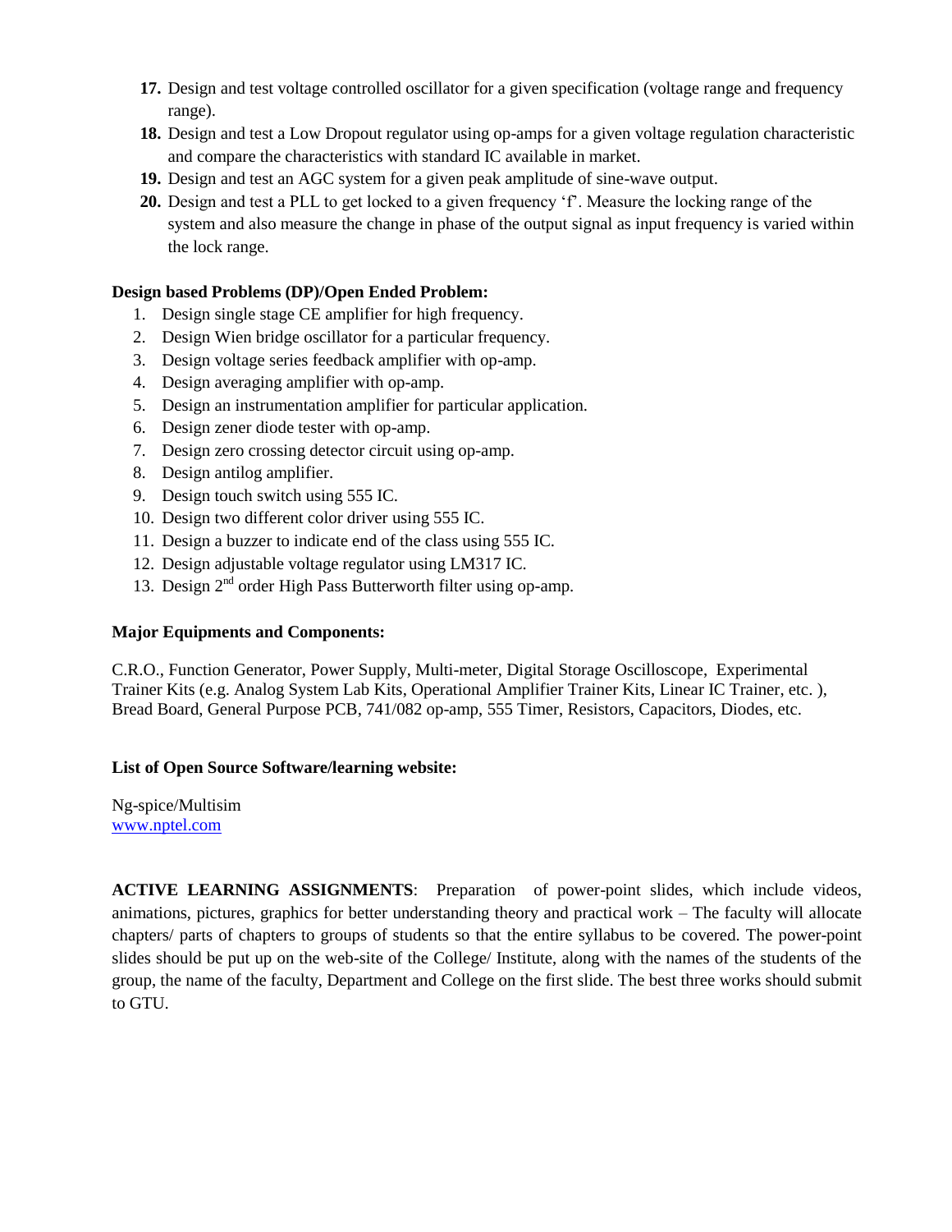17. Design and test voltage controlled oscillator for a given specification (voltage range and frequency range).
18. Design and test a Low Dropout regulator using op-amps for a given voltage regulation characteristic and compare the characteristics with standard IC available in market.
19. Design and test an AGC system for a given peak amplitude of sine-wave output.
20. Design and test a PLL to get locked to a given frequency 'f'. Measure the locking range of the system and also measure the change in phase of the output signal as input frequency is varied within the lock range.

**Design based Problems (DP)/Open Ended Problem:**

1. Design single stage CE amplifier for high frequency.
2. Design Wien bridge oscillator for a particular frequency.
3. Design voltage series feedback amplifier with op-amp.
4. Design averaging amplifier with op-amp.
5. Design an instrumentation amplifier for particular application.
6. Design zener diode tester with op-amp.
7. Design zero crossing detector circuit using op-amp.
8. Design antilog amplifier.
9. Design touch switch using 555 IC.
10. Design two different color driver using 555 IC.
11. Design a buzzer to indicate end of the class using 555 IC.
12. Design adjustable voltage regulator using LM317 IC.
13. Design 2$^{nd}$ order High Pass Butterworth filter using op-amp.

**Major Equipments and Components:**

C.R.O., Function Generator, Power Supply, Multi-meter, Digital Storage Oscilloscope, Experimental Trainer Kits (e.g. Analog System Lab Kits, Operational Amplifier Trainer Kits, Linear IC Trainer, etc. ), Bread Board, General Purpose PCB, 741/082 op-amp, 555 Timer, Resistors, Capacitors, Diodes, etc.

**List of Open Source Software/learning website:**

Ng-spice/Multisim
www.nptel.com

**ACTIVE LEARNING ASSIGNMENTS**: Preparation of power-point slides, which include videos, animations, pictures, graphics for better understanding theory and practical work – The faculty will allocate chapters/ parts of chapters to groups of students so that the entire syllabus to be covered. The power-point slides should be put up on the web-site of the College/ Institute, along with the names of the students of the group, the name of the faculty, Department and College on the first slide. The best three works should submit to GTU.